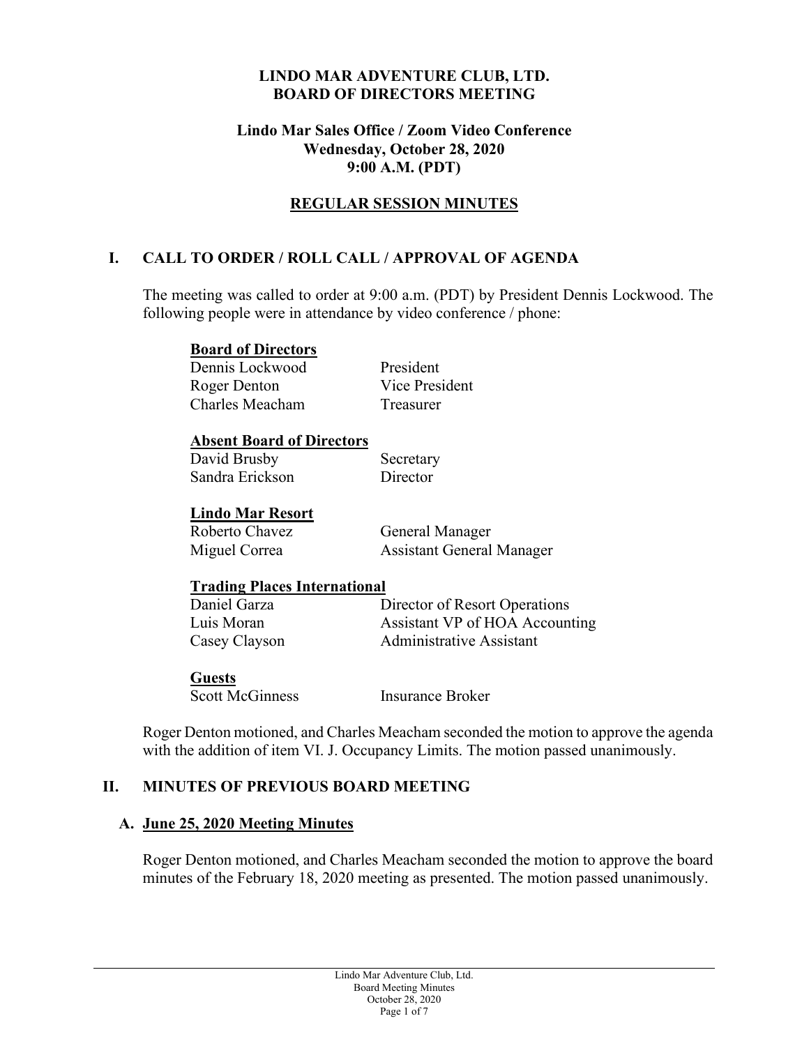# LINDO MAR ADVENTURE CLUB, LTD.
# BOARD OF DIRECTORS MEETING

**Lindo Mar Sales Office / Zoom Video Conference**
**Wednesday, October 28, 2020**
**9:00 A.M. (PDT)**

## REGULAR SESSION MINUTES

## I. CALL TO ORDER / ROLL CALL / APPROVAL OF AGENDA

The meeting was called to order at 9:00 a.m. (PDT) by President Dennis Lockwood. The following people were in attendance by video conference / phone:

**Board of Directors**

| | |
|---|---|
| Dennis Lockwood | President |
| Roger Denton | Vice President |
| Charles Meacham | Treasurer |

**Absent Board of Directors**

| | |
|---|---|
| David Brusby | Secretary |
| Sandra Erickson | Director |

**Lindo Mar Resort**

| | |
|---|---|
| Roberto Chavez | General Manager |
| Miguel Correa | Assistant General Manager |

**Trading Places International**

| | |
|---|---|
| Daniel Garza | Director of Resort Operations |
| Luis Moran | Assistant VP of HOA Accounting |
| Casey Clayson | Administrative Assistant |

**Guests**

| | |
|---|---|
| Scott McGinness | Insurance Broker |

Roger Denton motioned, and Charles Meacham seconded the motion to approve the agenda with the addition of item VI. J. Occupancy Limits. The motion passed unanimously.

## II. MINUTES OF PREVIOUS BOARD MEETING

### A. June 25, 2020 Meeting Minutes

Roger Denton motioned, and Charles Meacham seconded the motion to approve the board minutes of the February 18, 2020 meeting as presented. The motion passed unanimously.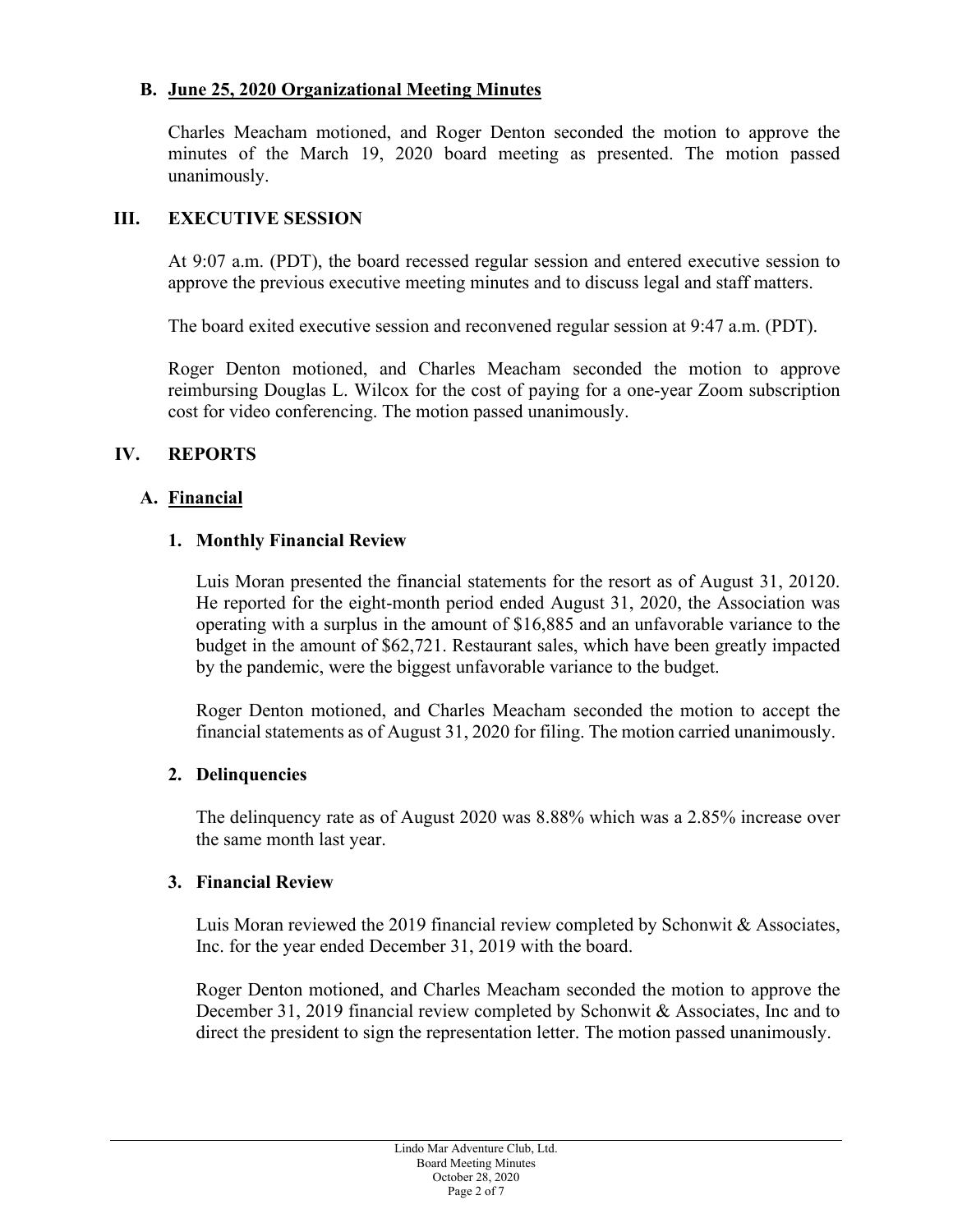### B. June 25, 2020 Organizational Meeting Minutes

Charles Meacham motioned, and Roger Denton seconded the motion to approve the minutes of the March 19, 2020 board meeting as presented. The motion passed unanimously.

## III. EXECUTIVE SESSION

At 9:07 a.m. (PDT), the board recessed regular session and entered executive session to approve the previous executive meeting minutes and to discuss legal and staff matters.

The board exited executive session and reconvened regular session at 9:47 a.m. (PDT).

Roger Denton motioned, and Charles Meacham seconded the motion to approve reimbursing Douglas L. Wilcox for the cost of paying for a one-year Zoom subscription cost for video conferencing. The motion passed unanimously.

## IV. REPORTS

### A. Financial

#### 1. Monthly Financial Review

Luis Moran presented the financial statements for the resort as of August 31, 20120. He reported for the eight-month period ended August 31, 2020, the Association was operating with a surplus in the amount of $16,885 and an unfavorable variance to the budget in the amount of $62,721. Restaurant sales, which have been greatly impacted by the pandemic, were the biggest unfavorable variance to the budget.

Roger Denton motioned, and Charles Meacham seconded the motion to accept the financial statements as of August 31, 2020 for filing. The motion carried unanimously.

#### 2. Delinquencies

The delinquency rate as of August 2020 was 8.88% which was a 2.85% increase over the same month last year.

#### 3. Financial Review

Luis Moran reviewed the 2019 financial review completed by Schonwit & Associates, Inc. for the year ended December 31, 2019 with the board.

Roger Denton motioned, and Charles Meacham seconded the motion to approve the December 31, 2019 financial review completed by Schonwit & Associates, Inc and to direct the president to sign the representation letter. The motion passed unanimously.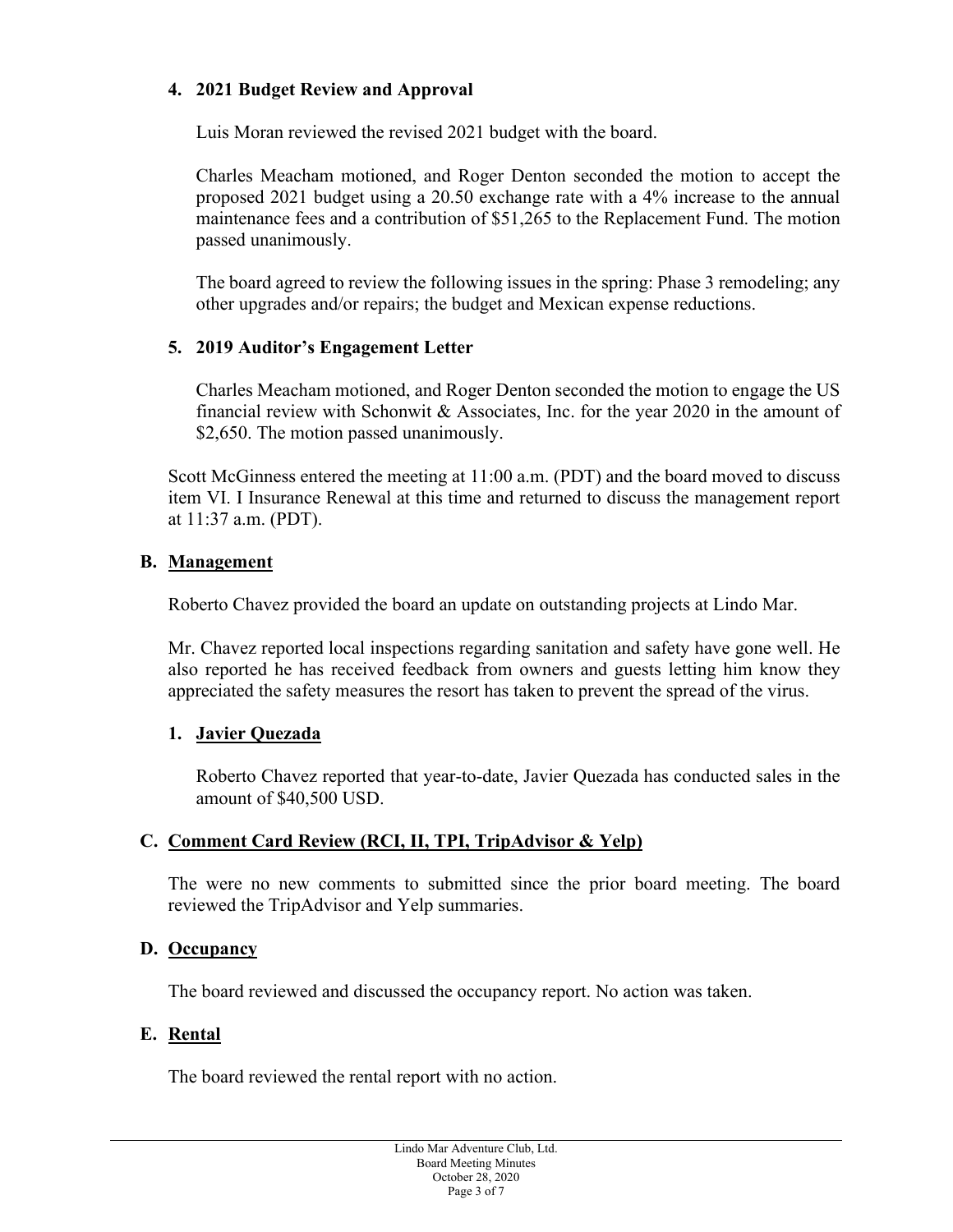4. **2021 Budget Review and Approval**

   Luis Moran reviewed the revised 2021 budget with the board.

   Charles Meacham motioned, and Roger Denton seconded the motion to accept the proposed 2021 budget using a 20.50 exchange rate with a 4% increase to the annual maintenance fees and a contribution of $51,265 to the Replacement Fund. The motion passed unanimously.

   The board agreed to review the following issues in the spring: Phase 3 remodeling; any other upgrades and/or repairs; the budget and Mexican expense reductions.

5. **2019 Auditor's Engagement Letter**

   Charles Meacham motioned, and Roger Denton seconded the motion to engage the US financial review with Schonwit & Associates, Inc. for the year 2020 in the amount of $2,650. The motion passed unanimously.

Scott McGinness entered the meeting at 11:00 a.m. (PDT) and the board moved to discuss item VI. I Insurance Renewal at this time and returned to discuss the management report at 11:37 a.m. (PDT).

## B. Management

Roberto Chavez provided the board an update on outstanding projects at Lindo Mar.

Mr. Chavez reported local inspections regarding sanitation and safety have gone well. He also reported he has received feedback from owners and guests letting him know they appreciated the safety measures the resort has taken to prevent the spread of the virus.

### 1. Javier Quezada

Roberto Chavez reported that year-to-date, Javier Quezada has conducted sales in the amount of $40,500 USD.

## C. Comment Card Review (RCI, II, TPI, TripAdvisor & Yelp)

The were no new comments to submitted since the prior board meeting. The board reviewed the TripAdvisor and Yelp summaries.

## D. Occupancy

The board reviewed and discussed the occupancy report. No action was taken.

## E. Rental

The board reviewed the rental report with no action.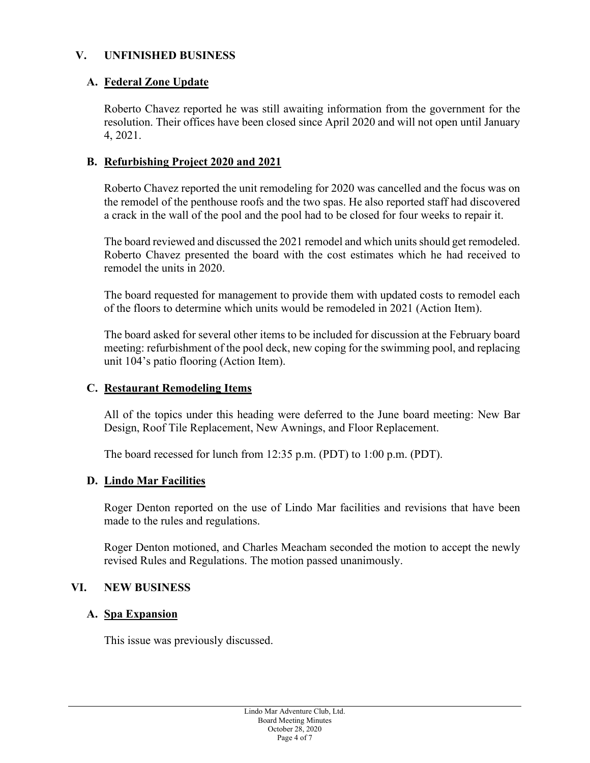## V. UNFINISHED BUSINESS

### A. Federal Zone Update

Roberto Chavez reported he was still awaiting information from the government for the resolution. Their offices have been closed since April 2020 and will not open until January 4, 2021.

### B. Refurbishing Project 2020 and 2021

Roberto Chavez reported the unit remodeling for 2020 was cancelled and the focus was on the remodel of the penthouse roofs and the two spas. He also reported staff had discovered a crack in the wall of the pool and the pool had to be closed for four weeks to repair it.

The board reviewed and discussed the 2021 remodel and which units should get remodeled. Roberto Chavez presented the board with the cost estimates which he had received to remodel the units in 2020.

The board requested for management to provide them with updated costs to remodel each of the floors to determine which units would be remodeled in 2021 (Action Item).

The board asked for several other items to be included for discussion at the February board meeting: refurbishment of the pool deck, new coping for the swimming pool, and replacing unit 104's patio flooring (Action Item).

### C. Restaurant Remodeling Items

All of the topics under this heading were deferred to the June board meeting: New Bar Design, Roof Tile Replacement, New Awnings, and Floor Replacement.

The board recessed for lunch from 12:35 p.m. (PDT) to 1:00 p.m. (PDT).

### D. Lindo Mar Facilities

Roger Denton reported on the use of Lindo Mar facilities and revisions that have been made to the rules and regulations.

Roger Denton motioned, and Charles Meacham seconded the motion to accept the newly revised Rules and Regulations. The motion passed unanimously.

## VI. NEW BUSINESS

### A. Spa Expansion

This issue was previously discussed.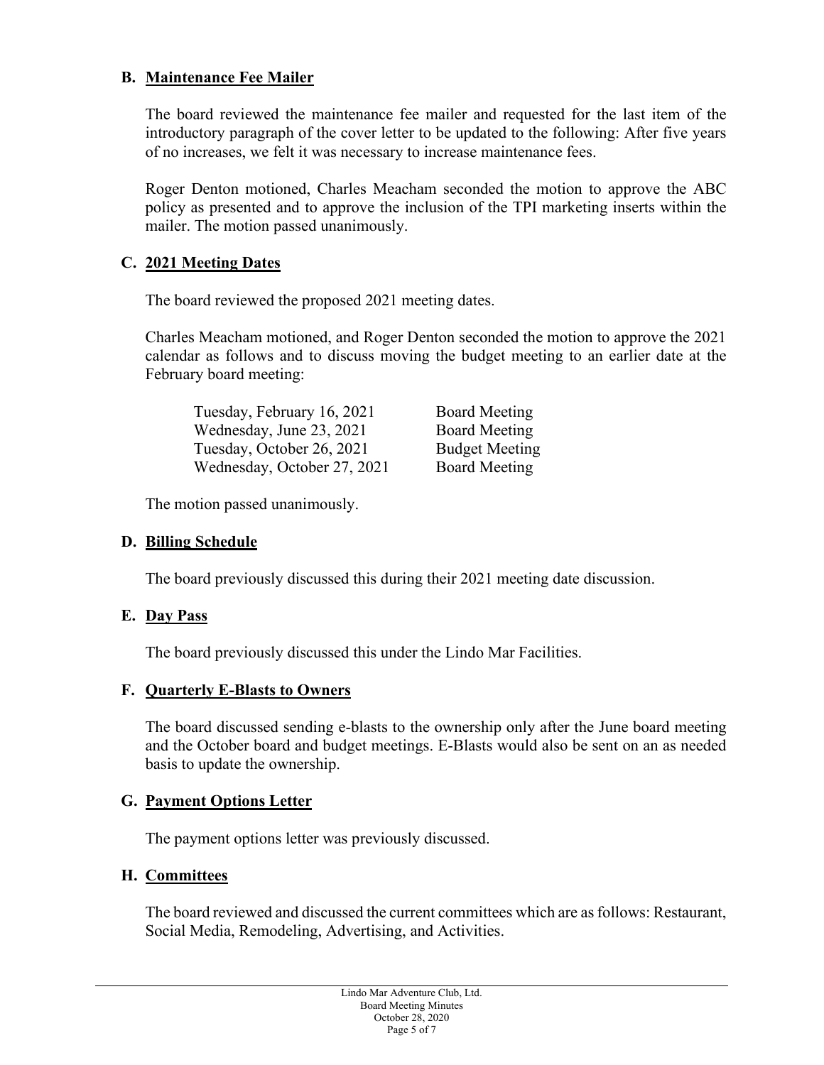### B. Maintenance Fee Mailer

The board reviewed the maintenance fee mailer and requested for the last item of the introductory paragraph of the cover letter to be updated to the following: After five years of no increases, we felt it was necessary to increase maintenance fees.

Roger Denton motioned, Charles Meacham seconded the motion to approve the ABC policy as presented and to approve the inclusion of the TPI marketing inserts within the mailer. The motion passed unanimously.

### C. 2021 Meeting Dates

The board reviewed the proposed 2021 meeting dates.

Charles Meacham motioned, and Roger Denton seconded the motion to approve the 2021 calendar as follows and to discuss moving the budget meeting to an earlier date at the February board meeting:

| | |
|---|---|
| Tuesday, February 16, 2021 | Board Meeting |
| Wednesday, June 23, 2021 | Board Meeting |
| Tuesday, October 26, 2021 | Budget Meeting |
| Wednesday, October 27, 2021 | Board Meeting |

The motion passed unanimously.

### D. Billing Schedule

The board previously discussed this during their 2021 meeting date discussion.

### E. Day Pass

The board previously discussed this under the Lindo Mar Facilities.

### F. Quarterly E-Blasts to Owners

The board discussed sending e-blasts to the ownership only after the June board meeting and the October board and budget meetings. E-Blasts would also be sent on an as needed basis to update the ownership.

### G. Payment Options Letter

The payment options letter was previously discussed.

### H. Committees

The board reviewed and discussed the current committees which are as follows: Restaurant, Social Media, Remodeling, Advertising, and Activities.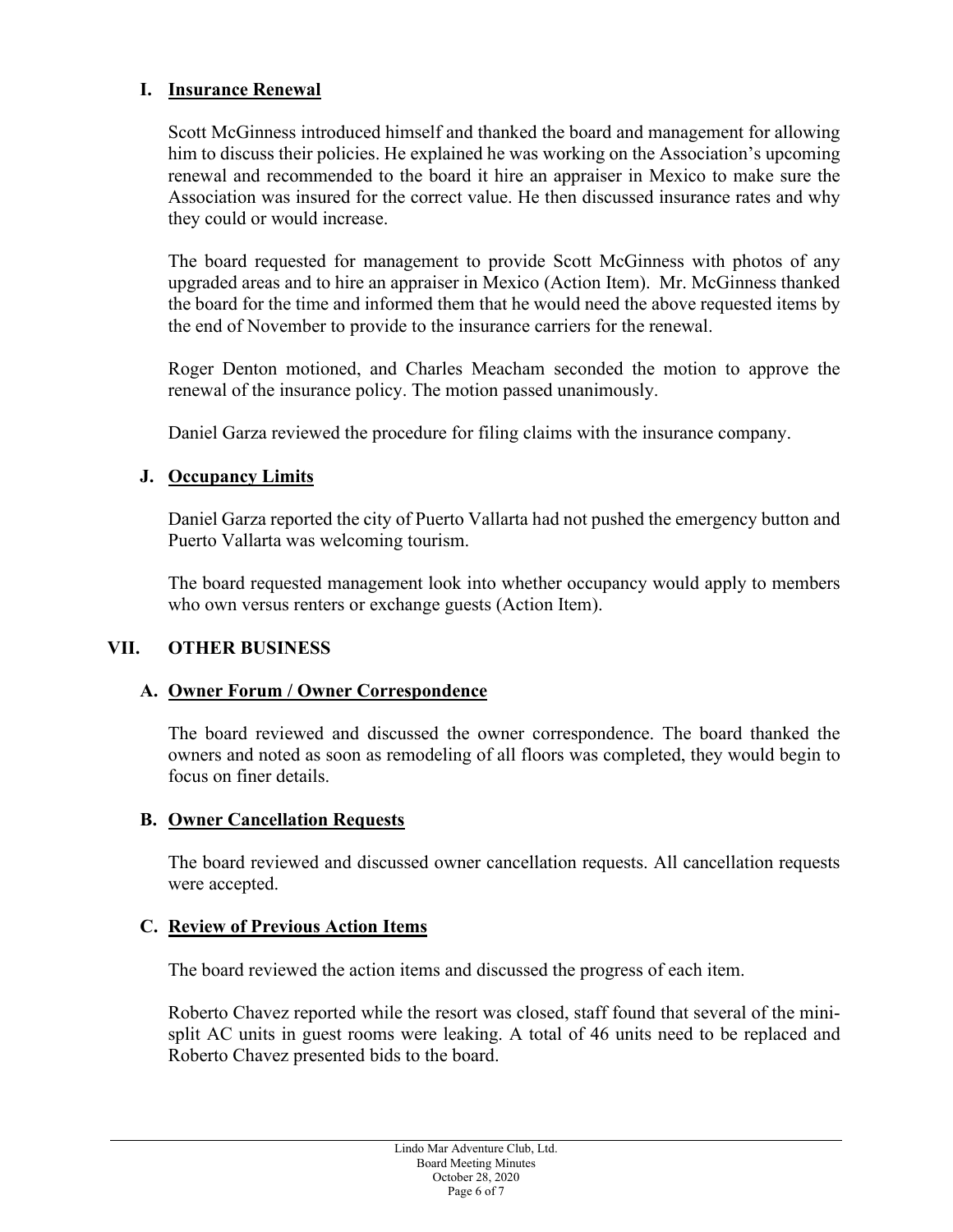### I. Insurance Renewal

Scott McGinness introduced himself and thanked the board and management for allowing him to discuss their policies. He explained he was working on the Association's upcoming renewal and recommended to the board it hire an appraiser in Mexico to make sure the Association was insured for the correct value. He then discussed insurance rates and why they could or would increase.

The board requested for management to provide Scott McGinness with photos of any upgraded areas and to hire an appraiser in Mexico (Action Item). Mr. McGinness thanked the board for the time and informed them that he would need the above requested items by the end of November to provide to the insurance carriers for the renewal.

Roger Denton motioned, and Charles Meacham seconded the motion to approve the renewal of the insurance policy. The motion passed unanimously.

Daniel Garza reviewed the procedure for filing claims with the insurance company.

### J. Occupancy Limits

Daniel Garza reported the city of Puerto Vallarta had not pushed the emergency button and Puerto Vallarta was welcoming tourism.

The board requested management look into whether occupancy would apply to members who own versus renters or exchange guests (Action Item).

## VII. OTHER BUSINESS

### A. Owner Forum / Owner Correspondence

The board reviewed and discussed the owner correspondence. The board thanked the owners and noted as soon as remodeling of all floors was completed, they would begin to focus on finer details.

### B. Owner Cancellation Requests

The board reviewed and discussed owner cancellation requests. All cancellation requests were accepted.

### C. Review of Previous Action Items

The board reviewed the action items and discussed the progress of each item.

Roberto Chavez reported while the resort was closed, staff found that several of the mini-split AC units in guest rooms were leaking. A total of 46 units need to be replaced and Roberto Chavez presented bids to the board.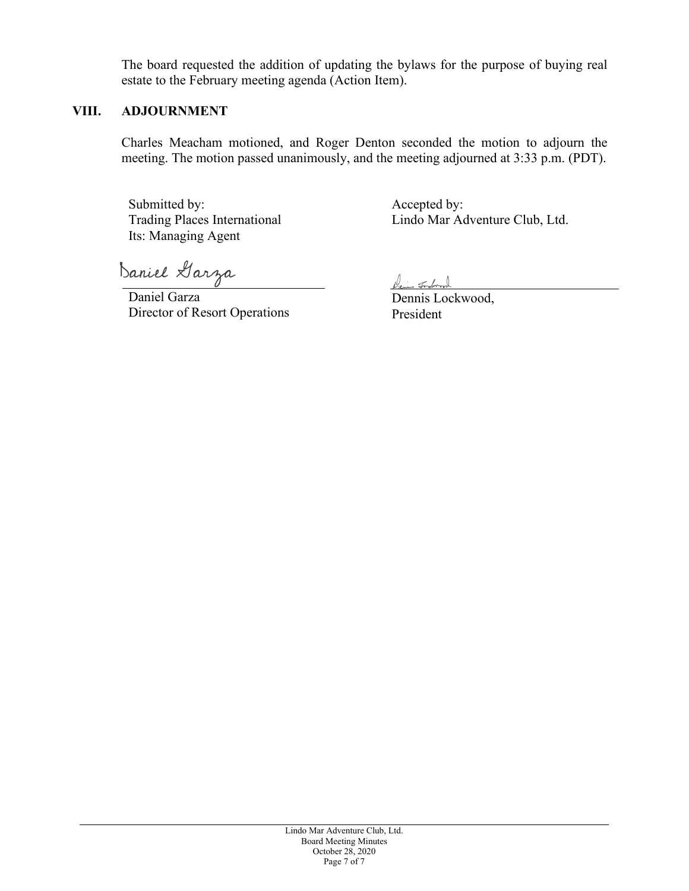The board requested the addition of updating the bylaws for the purpose of buying real estate to the February meeting agenda (Action Item).

## VIII. ADJOURNMENT

Charles Meacham motioned, and Roger Denton seconded the motion to adjourn the meeting. The motion passed unanimously, and the meeting adjourned at 3:33 p.m. (PDT).

Submitted by:
Trading Places International
Its: Managing Agent

Daniel Garza
Director of Resort Operations

Accepted by:
Lindo Mar Adventure Club, Ltd.

Dennis Lockwood,
President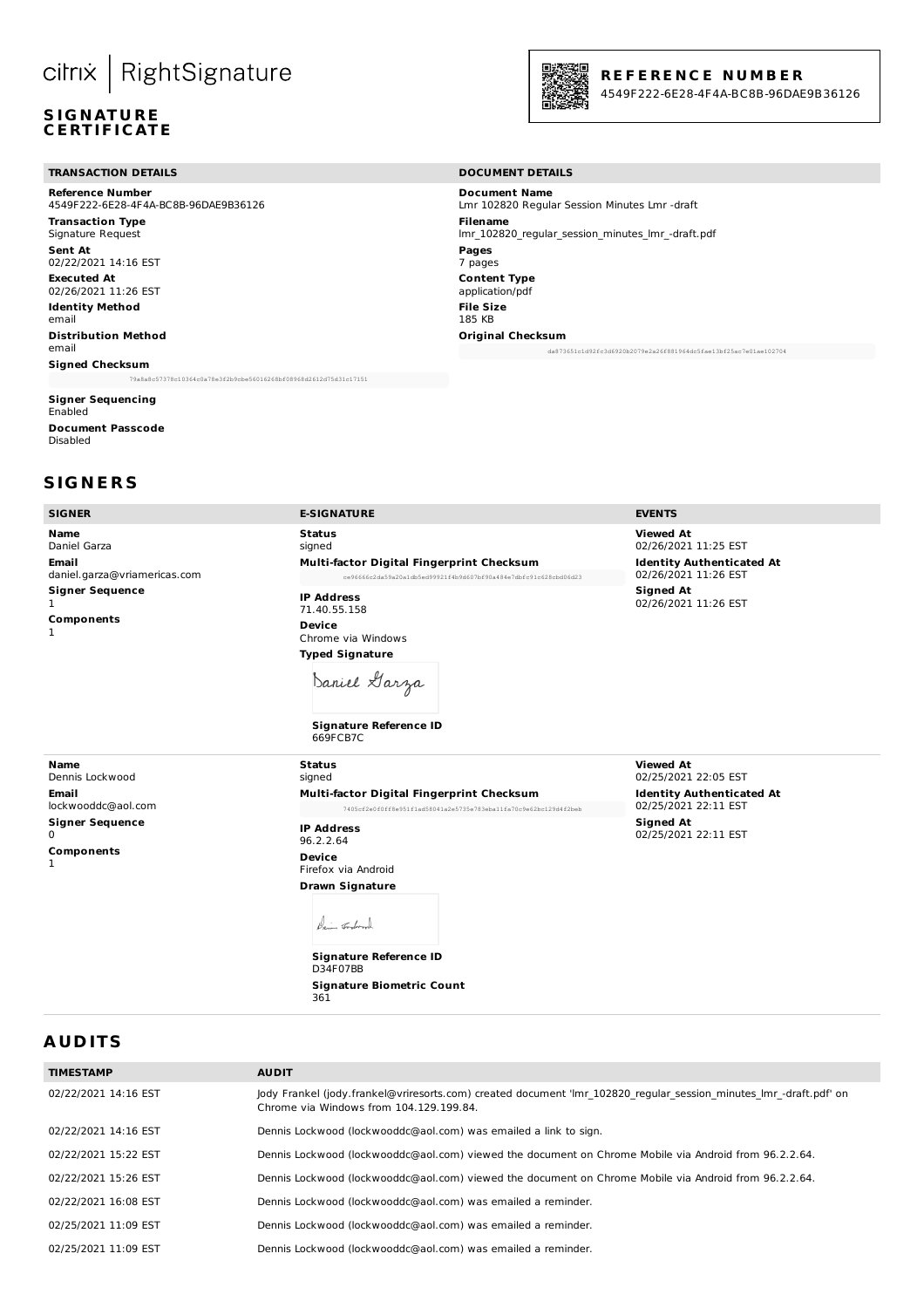citrix | RightSignature

**SIGNATURE CERTIFICATE**

**REFERENCE NUMBER**
4549F222-6E28-4F4A-BC8B-96DAE9B36126

### TRANSACTION DETAILS

**Reference Number**
4549F222-6E28-4F4A-BC8B-96DAE9B36126

**Transaction Type**
Signature Request

**Sent At**
02/22/2021 14:16 EST

**Executed At**
02/26/2021 11:26 EST

**Identity Method**
email

**Distribution Method**
email

**Signed Checksum**
79a8a8c57378c10364c0a78e3f2b9cbe56016268bf08968d2612d75d31c17151

**Signer Sequencing**
Enabled

**Document Passcode**
Disabled

### DOCUMENT DETAILS

**Document Name**
Lmr 102820 Regular Session Minutes Lmr -draft

**Filename**
lmr_102820_regular_session_minutes_lmr_-draft.pdf

**Pages**
7 pages

**Content Type**
application/pdf

**File Size**
185 KB

**Original Checksum**
da873651c1d92fc3d6920b2079e2a26f881964dc5fae13bf25ac7e01ae102704

## SIGNERS

| SIGNER | E-SIGNATURE | EVENTS |
|---|---|---|
| **Name** Daniel Garza<br>**Email** daniel.garza@vriamericas.com<br>**Signer Sequence** 1<br>**Components** 1 | **Status** signed<br>**Multi-factor Digital Fingerprint Checksum** ce96666c2da59a20a1db5ed99921f4b9d607bf90a484e7dbfc91c628cbd06d23<br>**IP Address** 71.40.55.158<br>**Device** Chrome via Windows<br>**Typed Signature** Daniel Garza<br>**Signature Reference ID** 669FCB7C | **Viewed At** 02/26/2021 11:25 EST<br>**Identity Authenticated At** 02/26/2021 11:26 EST<br>**Signed At** 02/26/2021 11:26 EST |
| **Name** Dennis Lockwood<br>**Email** lockwooddc@aol.com<br>**Signer Sequence** 0<br>**Components** 1 | **Status** signed<br>**Multi-factor Digital Fingerprint Checksum** 7405cf2e0f0ff8e951f1ad58041a2e5735e783eba11fa70c9e62bc129d4f2beb<br>**IP Address** 96.2.2.64<br>**Device** Firefox via Android<br>**Drawn Signature**<br>**Signature Reference ID** D34F07BB<br>**Signature Biometric Count** 361 | **Viewed At** 02/25/2021 22:05 EST<br>**Identity Authenticated At** 02/25/2021 22:11 EST<br>**Signed At** 02/25/2021 22:11 EST |

## AUDITS

| TIMESTAMP | AUDIT |
|---|---|
| 02/22/2021 14:16 EST | Jody Frankel (jody.frankel@vriresorts.com) created document 'lmr_102820_regular_session_minutes_lmr_-draft.pdf' on Chrome via Windows from 104.129.199.84. |
| 02/22/2021 14:16 EST | Dennis Lockwood (lockwooddc@aol.com) was emailed a link to sign. |
| 02/22/2021 15:22 EST | Dennis Lockwood (lockwooddc@aol.com) viewed the document on Chrome Mobile via Android from 96.2.2.64. |
| 02/22/2021 15:26 EST | Dennis Lockwood (lockwooddc@aol.com) viewed the document on Chrome Mobile via Android from 96.2.2.64. |
| 02/22/2021 16:08 EST | Dennis Lockwood (lockwooddc@aol.com) was emailed a reminder. |
| 02/25/2021 11:09 EST | Dennis Lockwood (lockwooddc@aol.com) was emailed a reminder. |
| 02/25/2021 11:09 EST | Dennis Lockwood (lockwooddc@aol.com) was emailed a reminder. |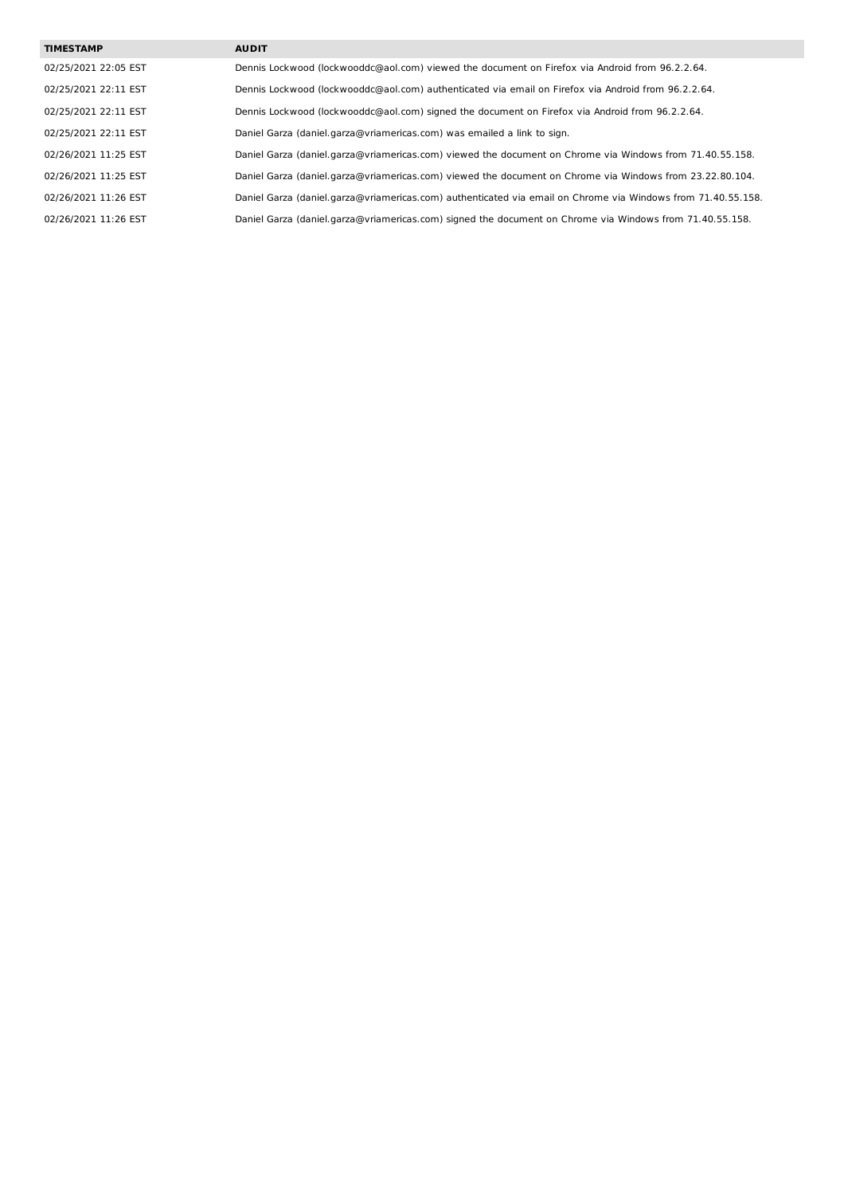| TIMESTAMP | AUDIT |
| --- | --- |
| 02/25/2021 22:05 EST | Dennis Lockwood (lockwooddc@aol.com) viewed the document on Firefox via Android from 96.2.2.64. |
| 02/25/2021 22:11 EST | Dennis Lockwood (lockwooddc@aol.com) authenticated via email on Firefox via Android from 96.2.2.64. |
| 02/25/2021 22:11 EST | Dennis Lockwood (lockwooddc@aol.com) signed the document on Firefox via Android from 96.2.2.64. |
| 02/25/2021 22:11 EST | Daniel Garza (daniel.garza@vriamericas.com) was emailed a link to sign. |
| 02/26/2021 11:25 EST | Daniel Garza (daniel.garza@vriamericas.com) viewed the document on Chrome via Windows from 71.40.55.158. |
| 02/26/2021 11:25 EST | Daniel Garza (daniel.garza@vriamericas.com) viewed the document on Chrome via Windows from 23.22.80.104. |
| 02/26/2021 11:26 EST | Daniel Garza (daniel.garza@vriamericas.com) authenticated via email on Chrome via Windows from 71.40.55.158. |
| 02/26/2021 11:26 EST | Daniel Garza (daniel.garza@vriamericas.com) signed the document on Chrome via Windows from 71.40.55.158. |